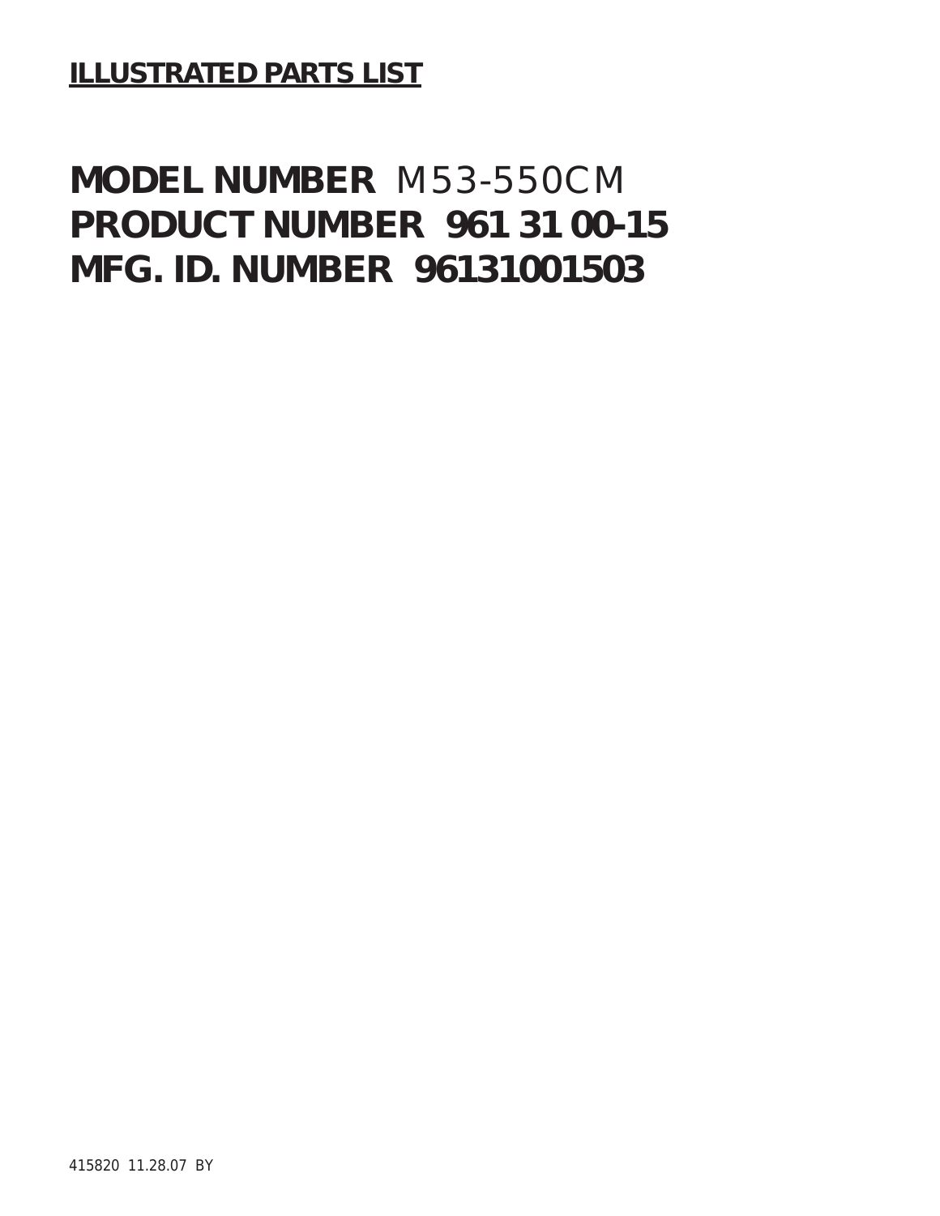**ILLUSTRATED PARTS LIST**

# MODEL NUMBER M53-550CM
# PRODUCT NUMBER 961 31 00-15
# MFG. ID. NUMBER 96131001503

415820 11.28.07 BY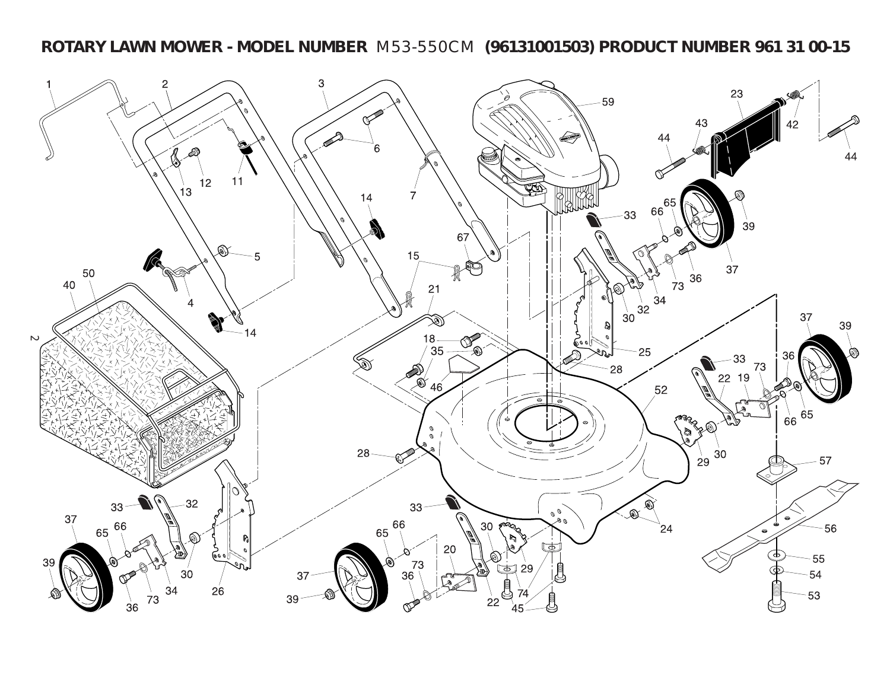# ROTARY LAWN MOWER - MODEL NUMBER M53-550CM (96131001503) PRODUCT NUMBER 961 31 00-15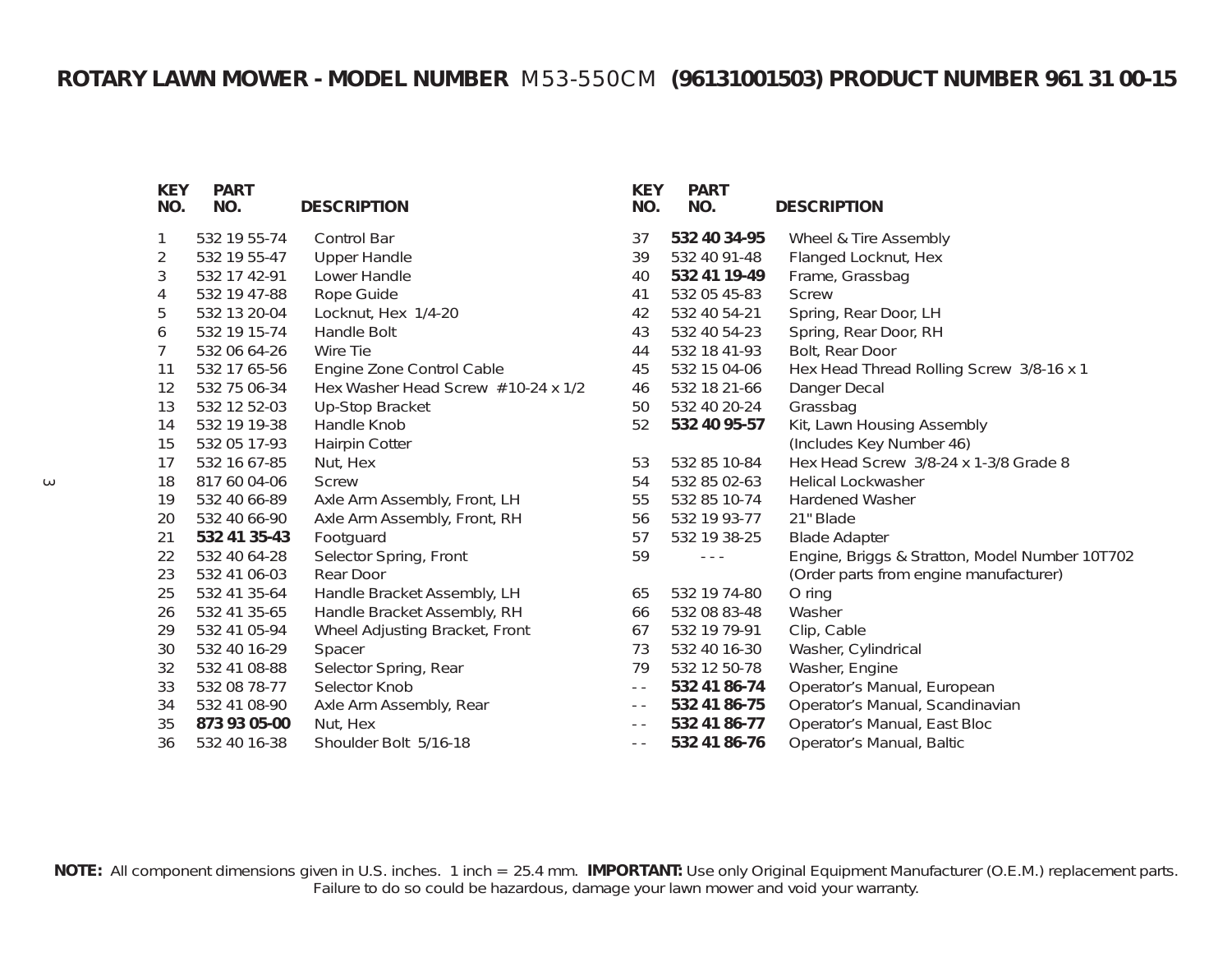# ROTARY LAWN MOWER - MODEL NUMBER M53-550CM (96131001503) PRODUCT NUMBER 961 31 00-15

| KEY NO. | PART NO. | DESCRIPTION |
|---|---|---|
| 1 | 532 19 55-74 | Control Bar |
| 2 | 532 19 55-47 | Upper Handle |
| 3 | 532 17 42-91 | Lower Handle |
| 4 | 532 19 47-88 | Rope Guide |
| 5 | 532 13 20-04 | Locknut, Hex 1/4-20 |
| 6 | 532 19 15-74 | Handle Bolt |
| 7 | 532 06 64-26 | Wire Tie |
| 11 | 532 17 65-56 | Engine Zone Control Cable |
| 12 | 532 75 06-34 | Hex Washer Head Screw #10-24 x 1/2 |
| 13 | 532 12 52-03 | Up-Stop Bracket |
| 14 | 532 19 19-38 | Handle Knob |
| 15 | 532 05 17-93 | Hairpin Cotter |
| 17 | 532 16 67-85 | Nut, Hex |
| 18 | 817 60 04-06 | Screw |
| 19 | 532 40 66-89 | Axle Arm Assembly, Front, LH |
| 20 | 532 40 66-90 | Axle Arm Assembly, Front, RH |
| 21 | **532 41 35-43** | Footguard |
| 22 | 532 40 64-28 | Selector Spring, Front |
| 23 | 532 41 06-03 | Rear Door |
| 25 | 532 41 35-64 | Handle Bracket Assembly, LH |
| 26 | 532 41 35-65 | Handle Bracket Assembly, RH |
| 29 | 532 41 05-94 | Wheel Adjusting Bracket, Front |
| 30 | 532 40 16-29 | Spacer |
| 32 | 532 41 08-88 | Selector Spring, Rear |
| 33 | 532 08 78-77 | Selector Knob |
| 34 | 532 41 08-90 | Axle Arm Assembly, Rear |
| 35 | **873 93 05-00** | Nut, Hex |
| 36 | 532 40 16-38 | Shoulder Bolt 5/16-18 |
| 37 | **532 40 34-95** | Wheel & Tire Assembly |
| 39 | 532 40 91-48 | Flanged Locknut, Hex |
| 40 | **532 41 19-49** | Frame, Grassbag |
| 41 | 532 05 45-83 | Screw |
| 42 | 532 40 54-21 | Spring, Rear Door, LH |
| 43 | 532 40 54-23 | Spring, Rear Door, RH |
| 44 | 532 18 41-93 | Bolt, Rear Door |
| 45 | 532 15 04-06 | Hex Head Thread Rolling Screw 3/8-16 x 1 |
| 46 | 532 18 21-66 | Danger Decal |
| 50 | 532 40 20-24 | Grassbag |
| 52 | **532 40 95-57** | Kit, Lawn Housing Assembly (Includes Key Number 46) |
| 53 | 532 85 10-84 | Hex Head Screw 3/8-24 x 1-3/8 Grade 8 |
| 54 | 532 85 02-63 | Helical Lockwasher |
| 55 | 532 85 10-74 | Hardened Washer |
| 56 | 532 19 93-77 | 21" Blade |
| 57 | 532 19 38-25 | Blade Adapter |
| 59 | - - - | Engine, Briggs & Stratton, Model Number 10T702 (Order parts from engine manufacturer) |
| 65 | 532 19 74-80 | O ring |
| 66 | 532 08 83-48 | Washer |
| 67 | 532 19 79-91 | Clip, Cable |
| 73 | 532 40 16-30 | Washer, Cylindrical |
| 79 | 532 12 50-78 | Washer, Engine |
| - - | **532 41 86-74** | Operator's Manual, European |
| - - | **532 41 86-75** | Operator's Manual, Scandinavian |
| - - | **532 41 86-77** | Operator's Manual, East Bloc |
| - - | **532 41 86-76** | Operator's Manual, Baltic |

**NOTE:** All component dimensions given in U.S. inches. 1 inch = 25.4 mm. **IMPORTANT:** Use only Original Equipment Manufacturer (O.E.M.) replacement parts. Failure to do so could be hazardous, damage your lawn mower and void your warranty.